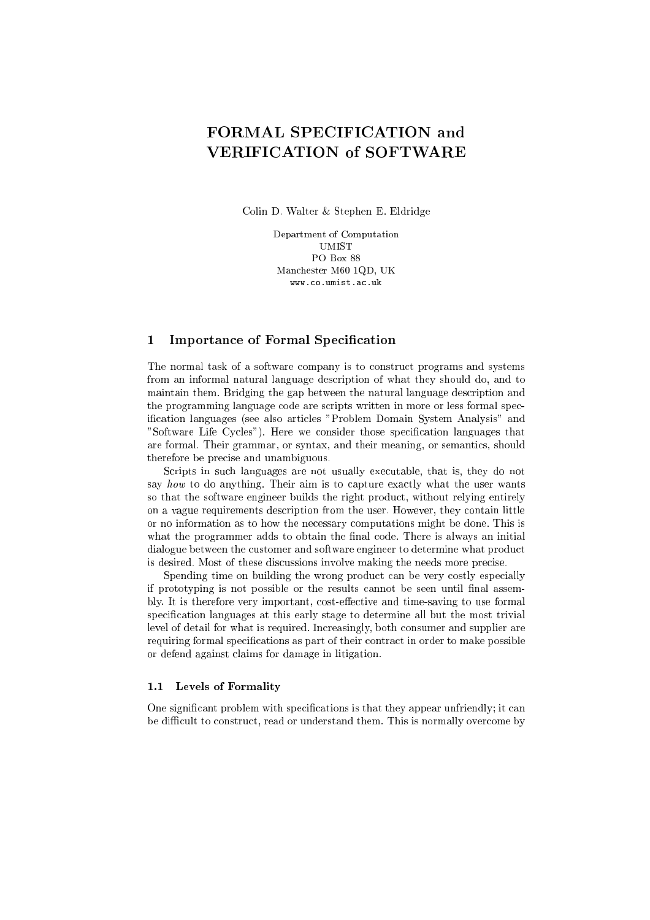# FORMAL SPECIFICATION and VERIFICATION of SOFTWARE

Colin D. Walter & Stephen E. Eldridge

Department of Computation
UMIST
PO Box 88
Manchester M60 1QD, UK
www.co.umist.ac.uk

## 1 Importance of Formal Specification

The normal task of a software company is to construct programs and systems from an informal natural language description of what they should do, and to maintain them. Bridging the gap between the natural language description and the programming language code are scripts written in more or less formal specification languages (see also articles "Problem Domain System Analysis" and "Software Life Cycles"). Here we consider those specification languages that are formal. Their grammar, or syntax, and their meaning, or semantics, should therefore be precise and unambiguous.

Scripts in such languages are not usually executable, that is, they do not say *how* to do anything. Their aim is to capture exactly what the user wants so that the software engineer builds the right product, without relying entirely on a vague requirements description from the user. However, they contain little or no information as to how the necessary computations might be done. This is what the programmer adds to obtain the final code. There is always an initial dialogue between the customer and software engineer to determine what product is desired. Most of these discussions involve making the needs more precise.

Spending time on building the wrong product can be very costly especially if prototyping is not possible or the results cannot be seen until final assembly. It is therefore very important, cost-effective and time-saving to use formal specification languages at this early stage to determine all but the most trivial level of detail for what is required. Increasingly, both consumer and supplier are requiring formal specifications as part of their contract in order to make possible or defend against claims for damage in litigation.

### 1.1 Levels of Formality

One significant problem with specifications is that they appear unfriendly; it can be difficult to construct, read or understand them. This is normally overcome by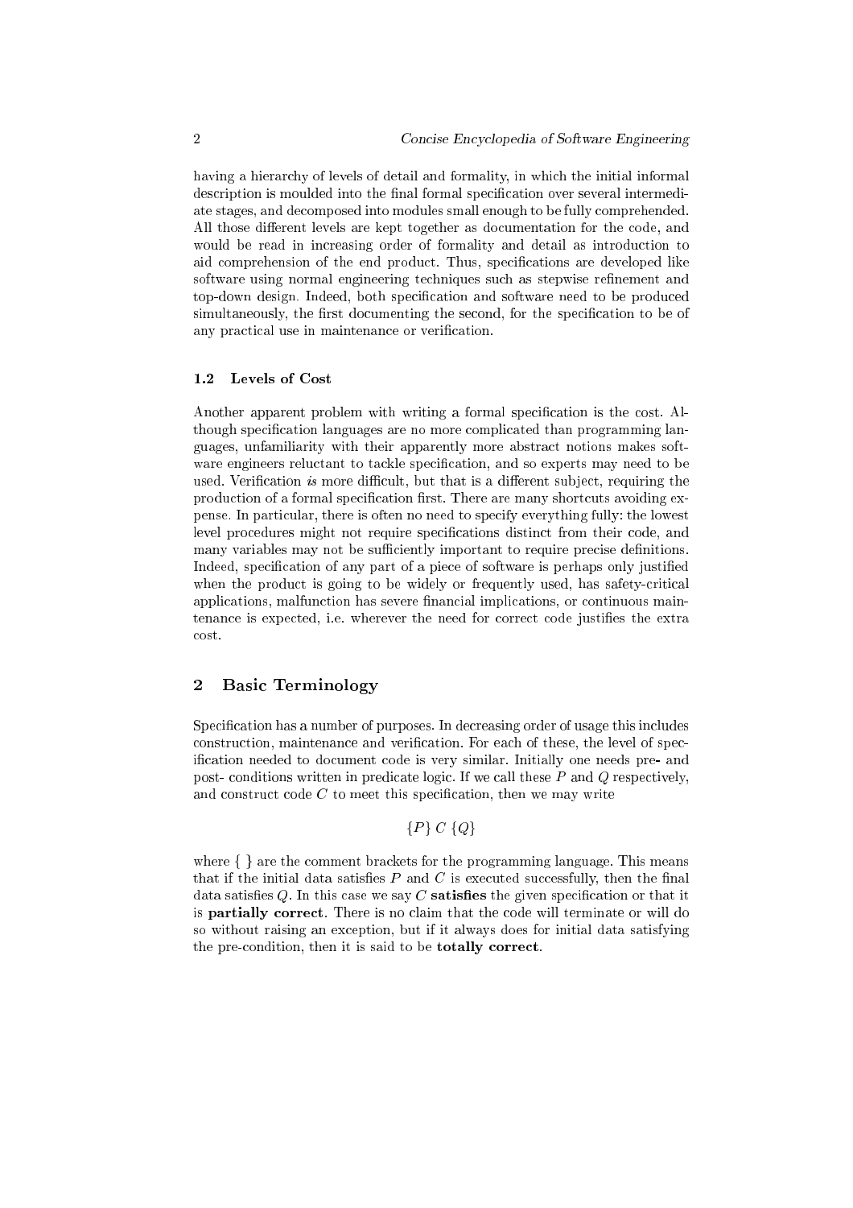having a hierarchy of levels of detail and formality, in which the initial informal description is moulded into the final formal specification over several intermediate stages, and decomposed into modules small enough to be fully comprehended. All those different levels are kept together as documentation for the code, and would be read in increasing order of formality and detail as introduction to aid comprehension of the end product. Thus, specifications are developed like software using normal engineering techniques such as stepwise refinement and top-down design. Indeed, both specification and software need to be produced simultaneously, the first documenting the second, for the specification to be of any practical use in maintenance or verification.

### 1.2 Levels of Cost

Another apparent problem with writing a formal specification is the cost. Although specification languages are no more complicated than programming languages, unfamiliarity with their apparently more abstract notions makes software engineers reluctant to tackle specification, and so experts may need to be used. Verification *is* more difficult, but that is a different subject, requiring the production of a formal specification first. There are many shortcuts avoiding expense. In particular, there is often no need to specify everything fully: the lowest level procedures might not require specifications distinct from their code, and many variables may not be sufficiently important to require precise definitions. Indeed, specification of any part of a piece of software is perhaps only justified when the product is going to be widely or frequently used, has safety-critical applications, malfunction has severe financial implications, or continuous maintenance is expected, i.e. wherever the need for correct code justifies the extra cost.

## 2 Basic Terminology

Specification has a number of purposes. In decreasing order of usage this includes construction, maintenance and verification. For each of these, the level of specification needed to document code is very similar. Initially one needs pre- and post- conditions written in predicate logic. If we call these $P$ and $Q$ respectively, and construct code $C$ to meet this specification, then we may write

$$\{P\}\ C\ \{Q\}$$

where { } are the comment brackets for the programming language. This means that if the initial data satisfies $P$ and $C$ is executed successfully, then the final data satisfies $Q$. In this case we say $C$ **satisfies** the given specification or that it is **partially correct**. There is no claim that the code will terminate or will do so without raising an exception, but if it always does for initial data satisfying the pre-condition, then it is said to be **totally correct**.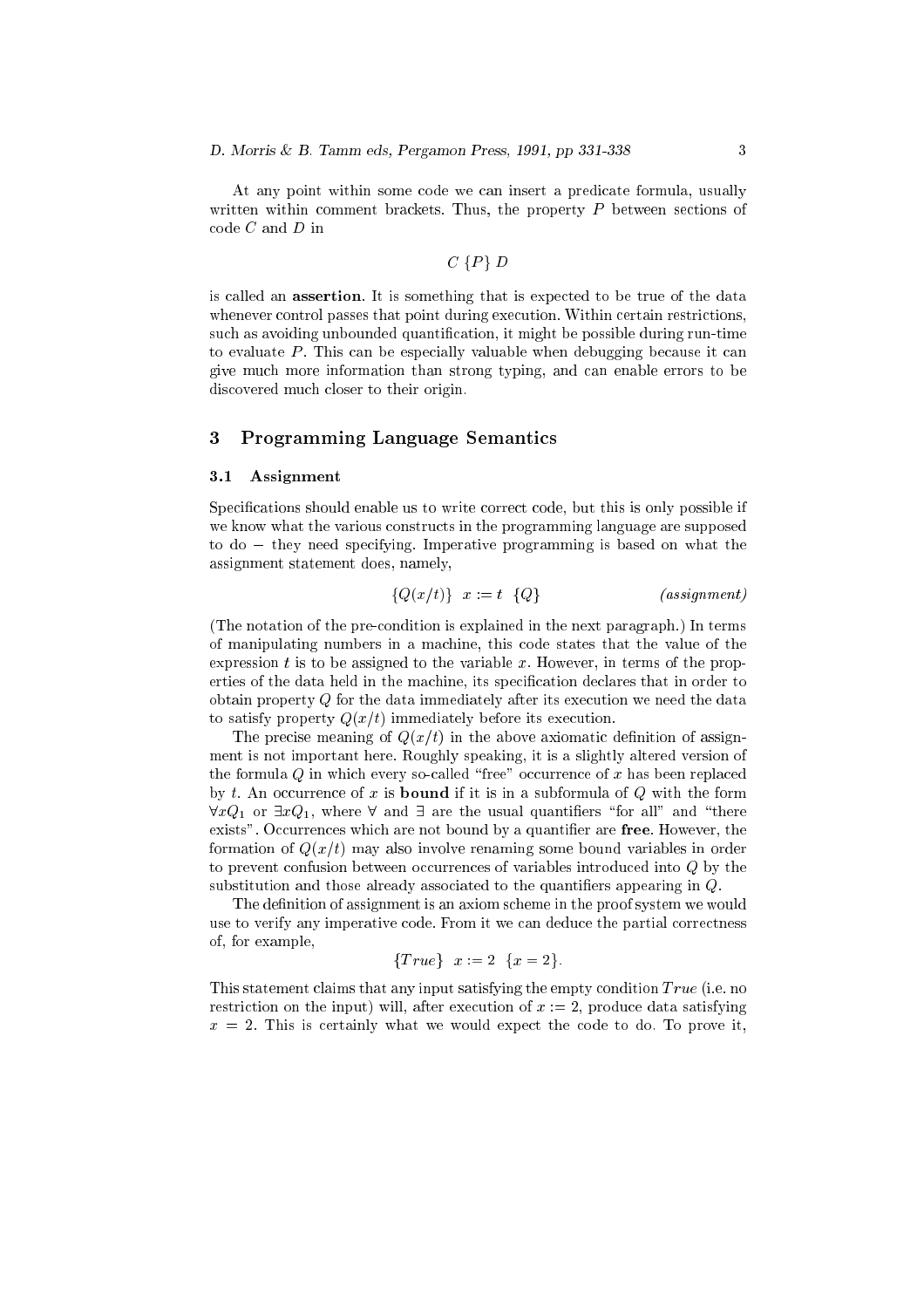At any point within some code we can insert a predicate formula, usually written within comment brackets. Thus, the property $P$ between sections of code $C$ and $D$ in

$$C \; \{P\} \; D$$

is called an **assertion**. It is something that is expected to be true of the data whenever control passes that point during execution. Within certain restrictions, such as avoiding unbounded quantification, it might be possible during run-time to evaluate $P$. This can be especially valuable when debugging because it can give much more information than strong typing, and can enable errors to be discovered much closer to their origin.

## 3 Programming Language Semantics

### 3.1 Assignment

Specifications should enable us to write correct code, but this is only possible if we know what the various constructs in the programming language are supposed to do − they need specifying. Imperative programming is based on what the assignment statement does, namely,

$$\{Q(x/t)\} \;\; x := t \;\; \{Q\} \qquad\qquad \textit{(assignment)}$$

(The notation of the pre-condition is explained in the next paragraph.) In terms of manipulating numbers in a machine, this code states that the value of the expression $t$ is to be assigned to the variable $x$. However, in terms of the properties of the data held in the machine, its specification declares that in order to obtain property $Q$ for the data immediately after its execution we need the data to satisfy property $Q(x/t)$ immediately before its execution.

The precise meaning of $Q(x/t)$ in the above axiomatic definition of assignment is not important here. Roughly speaking, it is a slightly altered version of the formula $Q$ in which every so-called "free" occurrence of $x$ has been replaced by $t$. An occurrence of $x$ is **bound** if it is in a subformula of $Q$ with the form $\forall x Q_1$ or $\exists x Q_1$, where $\forall$ and $\exists$ are the usual quantifiers "for all" and "there exists". Occurrences which are not bound by a quantifier are **free**. However, the formation of $Q(x/t)$ may also involve renaming some bound variables in order to prevent confusion between occurrences of variables introduced into $Q$ by the substitution and those already associated to the quantifiers appearing in $Q$.

The definition of assignment is an axiom scheme in the proof system we would use to verify any imperative code. From it we can deduce the partial correctness of, for example,

$$\{True\} \;\; x := 2 \;\; \{x = 2\}.$$

This statement claims that any input satisfying the empty condition $True$ (i.e. no restriction on the input) will, after execution of $x := 2$, produce data satisfying $x = 2$. This is certainly what we would expect the code to do. To prove it,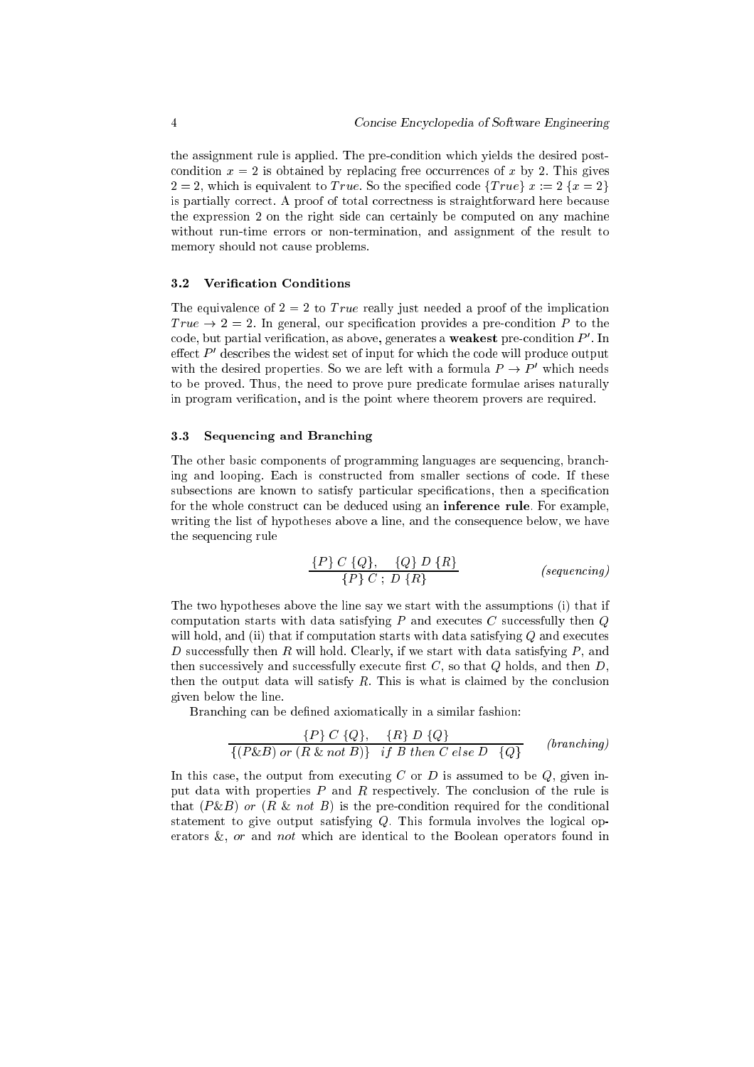the assignment rule is applied. The pre-condition which yields the desired post-condition $x = 2$ is obtained by replacing free occurrences of $x$ by 2. This gives $2 = 2$, which is equivalent to $True$. So the specified code $\{True\}\ x := 2\ \{x = 2\}$ is partially correct. A proof of total correctness is straightforward here because the expression 2 on the right side can certainly be computed on any machine without run-time errors or non-termination, and assignment of the result to memory should not cause problems.

### 3.2 Verification Conditions

The equivalence of $2 = 2$ to $True$ really just needed a proof of the implication $True \rightarrow 2 = 2$. In general, our specification provides a pre-condition $P$ to the code, but partial verification, as above, generates a **weakest** pre-condition $P'$. In effect $P'$ describes the widest set of input for which the code will produce output with the desired properties. So we are left with a formula $P \rightarrow P'$ which needs to be proved. Thus, the need to prove pure predicate formulae arises naturally in program verification, and is the point where theorem provers are required.

### 3.3 Sequencing and Branching

The other basic components of programming languages are sequencing, branching and looping. Each is constructed from smaller sections of code. If these subsections are known to satisfy particular specifications, then a specification for the whole construct can be deduced using an **inference rule**. For example, writing the list of hypotheses above a line, and the consequence below, we have the sequencing rule

$$\frac{\{P\}\ C\ \{Q\}, \quad \{Q\}\ D\ \{R\}}{\{P\}\ C\ ;\ D\ \{R\}} \qquad \textit{(sequencing)}$$

The two hypotheses above the line say we start with the assumptions (i) that if computation starts with data satisfying $P$ and executes $C$ successfully then $Q$ will hold, and (ii) that if computation starts with data satisfying $Q$ and executes $D$ successfully then $R$ will hold. Clearly, if we start with data satisfying $P$, and then successively and successfully execute first $C$, so that $Q$ holds, and then $D$, then the output data will satisfy $R$. This is what is claimed by the conclusion given below the line.

Branching can be defined axiomatically in a similar fashion:

$$\frac{\{P\}\ C\ \{Q\}, \quad \{R\}\ D\ \{Q\}}{\{(P \& B)\ or\ (R\ \&\ not\ B)\} \quad if\ B\ then\ C\ else\ D \quad \{Q\}} \qquad \textit{(branching)}$$

In this case, the output from executing $C$ or $D$ is assumed to be $Q$, given input data with properties $P$ and $R$ respectively. The conclusion of the rule is that $(P \& B)\ or\ (R\ \&\ not\ B)$ is the pre-condition required for the conditional statement to give output satisfying $Q$. This formula involves the logical operators $\&$, *or* and *not* which are identical to the Boolean operators found in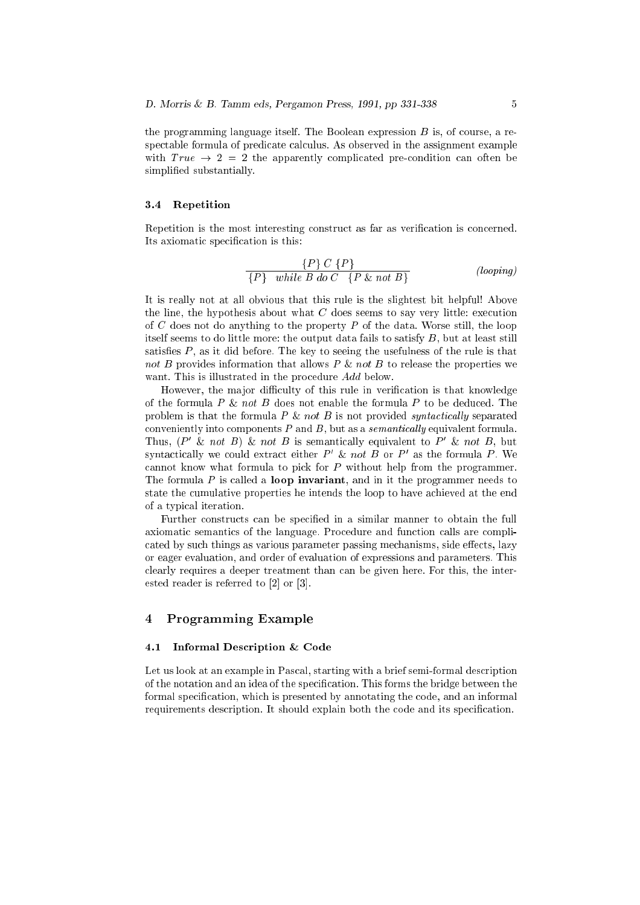the programming language itself. The Boolean expression $B$ is, of course, a respectable formula of predicate calculus. As observed in the assignment example with $True \rightarrow 2 = 2$ the apparently complicated pre-condition can often be simplified substantially.

### 3.4 Repetition

Repetition is the most interesting construct as far as verification is concerned. Its axiomatic specification is this:

$$\frac{\{P\}\ C\ \{P\}}{\{P\}\quad \textit{while } B \textit{ do } C \quad \{P \ \&\ \textit{not } B\}} \qquad \textit{(looping)}$$

It is really not at all obvious that this rule is the slightest bit helpful! Above the line, the hypothesis about what $C$ does seems to say very little: execution of $C$ does not do anything to the property $P$ of the data. Worse still, the loop itself seems to do little more: the output data fails to satisfy $B$, but at least still satisfies $P$, as it did before. The key to seeing the usefulness of the rule is that *not* $B$ provides information that allows $P$ & *not* $B$ to release the properties we want. This is illustrated in the procedure *Add* below.

However, the major difficulty of this rule in verification is that knowledge of the formula $P$ & *not* $B$ does not enable the formula $P$ to be deduced. The problem is that the formula $P$ & *not* $B$ is not provided *syntactically* separated conveniently into components $P$ and $B$, but as a *semantically* equivalent formula. Thus, ($P'$ & *not* $B$) & *not* $B$ is semantically equivalent to $P'$ & *not* $B$, but syntactically we could extract either $P'$ & *not* $B$ or $P'$ as the formula $P$. We cannot know what formula to pick for $P$ without help from the programmer. The formula $P$ is called a **loop invariant**, and in it the programmer needs to state the cumulative properties he intends the loop to have achieved at the end of a typical iteration.

Further constructs can be specified in a similar manner to obtain the full axiomatic semantics of the language. Procedure and function calls are complicated by such things as various parameter passing mechanisms, side effects, lazy or eager evaluation, and order of evaluation of expressions and parameters. This clearly requires a deeper treatment than can be given here. For this, the interested reader is referred to [2] or [3].

## 4 Programming Example

### 4.1 Informal Description & Code

Let us look at an example in Pascal, starting with a brief semi-formal description of the notation and an idea of the specification. This forms the bridge between the formal specification, which is presented by annotating the code, and an informal requirements description. It should explain both the code and its specification.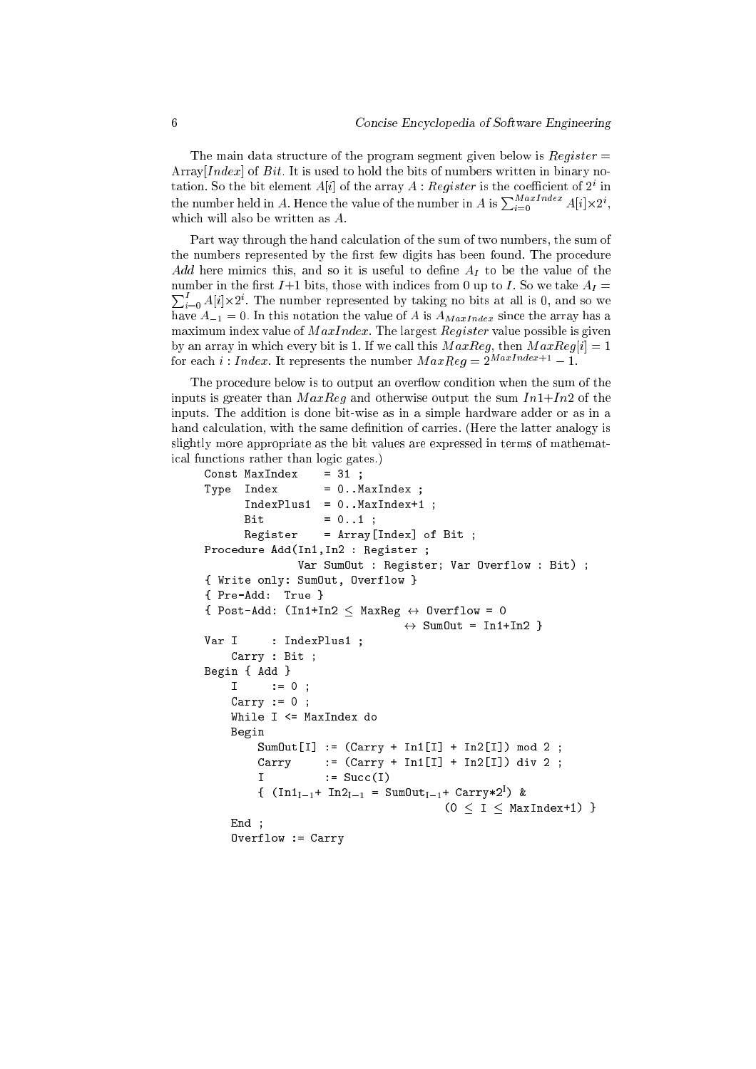The main data structure of the program segment given below is $Register =$ Array[$Index$] of $Bit$. It is used to hold the bits of numbers written in binary notation. So the bit element $A[i]$ of the array $A : Register$ is the coefficient of $2^i$ in the number held in $A$. Hence the value of the number in $A$ is $\sum_{i=0}^{MaxIndex} A[i]{\times}2^i$, which will also be written as $A$.

Part way through the hand calculation of the sum of two numbers, the sum of the numbers represented by the first few digits has been found. The procedure *Add* here mimics this, and so it is useful to define $A_I$ to be the value of the number in the first $I$+1 bits, those with indices from 0 up to $I$. So we take $A_I = \sum_{i=0}^{I} A[i]{\times}2^i$. The number represented by taking no bits at all is 0, and so we have $A_{-1} = 0$. In this notation the value of $A$ is $A_{MaxIndex}$ since the array has a maximum index value of $MaxIndex$. The largest $Register$ value possible is given by an array in which every bit is 1. If we call this $MaxReg$, then $MaxReg[i] = 1$ for each $i : Index$. It represents the number $MaxReg = 2^{MaxIndex+1} - 1$.

The procedure below is to output an overflow condition when the sum of the inputs is greater than $MaxReg$ and otherwise output the sum $In1$+$In2$ of the inputs. The addition is done bit-wise as in a simple hardware adder or as in a hand calculation, with the same definition of carries. (Here the latter analogy is slightly more appropriate as the bit values are expressed in terms of mathematical functions rather than logic gates.)

```
Const MaxIndex    = 31 ;
Type  Index       = 0..MaxIndex ;
      IndexPlus1  = 0..MaxIndex+1 ;
      Bit         = 0..1 ;
      Register    = Array[Index] of Bit ;
Procedure Add(In1,In2 : Register ;
              Var SumOut : Register; Var Overflow : Bit) ;
{ Write only: SumOut, Overflow }
{ Pre-Add:  True }
{ Post-Add: (In1+In2 ≤ MaxReg ↔ Overflow = 0
                              ↔ SumOut = In1+In2 }
Var I     : IndexPlus1 ;
    Carry : Bit ;
Begin { Add }
    I     := 0 ;
    Carry := 0 ;
    While I <= MaxIndex do
    Begin
        SumOut[I] := (Carry + In1[I] + In2[I]) mod 2 ;
        Carry     := (Carry + In1[I] + In2[I]) div 2 ;
        I         := Succ(I)
        { (In1_{I-1}+ In2_{I-1} = SumOut_{I-1}+ Carry*2^I) &
                                     (0 ≤ I ≤ MaxIndex+1) }
    End ;
    Overflow := Carry
```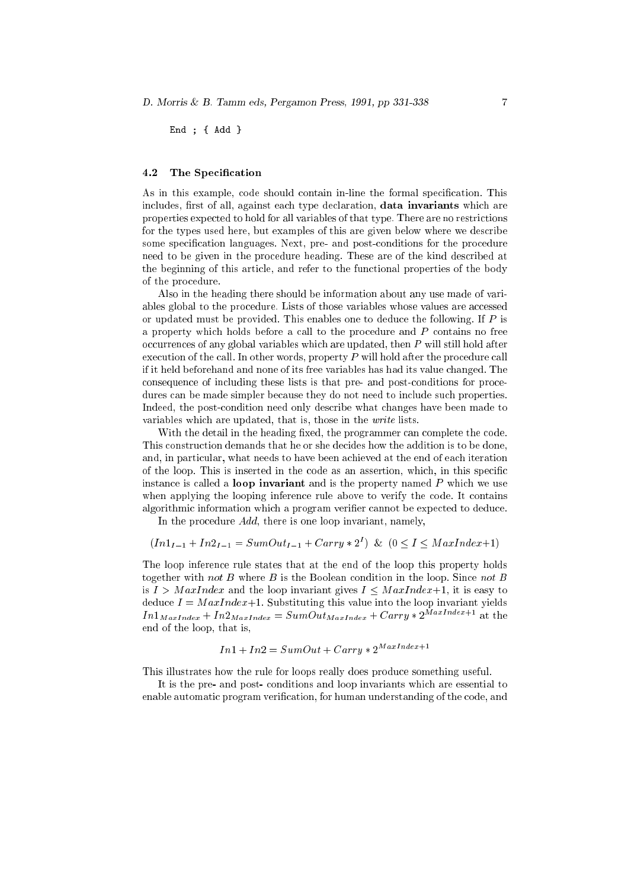```
End ; { Add }
```

### 4.2 The Specification

As in this example, code should contain in-line the formal specification. This includes, first of all, against each type declaration, **data invariants** which are properties expected to hold for all variables of that type. There are no restrictions for the types used here, but examples of this are given below where we describe some specification languages. Next, pre- and post-conditions for the procedure need to be given in the procedure heading. These are of the kind described at the beginning of this article, and refer to the functional properties of the body of the procedure.

Also in the heading there should be information about any use made of variables global to the procedure. Lists of those variables whose values are accessed or updated must be provided. This enables one to deduce the following. If $P$ is a property which holds before a call to the procedure and $P$ contains no free occurrences of any global variables which are updated, then $P$ will still hold after execution of the call. In other words, property $P$ will hold after the procedure call if it held beforehand and none of its free variables has had its value changed. The consequence of including these lists is that pre- and post-conditions for procedures can be made simpler because they do not need to include such properties. Indeed, the post-condition need only describe what changes have been made to variables which are updated, that is, those in the *write* lists.

With the detail in the heading fixed, the programmer can complete the code. This construction demands that he or she decides how the addition is to be done, and, in particular, what needs to have been achieved at the end of each iteration of the loop. This is inserted in the code as an assertion, which, in this specific instance is called a **loop invariant** and is the property named $P$ which we use when applying the looping inference rule above to verify the code. It contains algorithmic information which a program verifier cannot be expected to deduce.

In the procedure *Add*, there is one loop invariant, namely,

$$(In1_{I-1} + In2_{I-1} = SumOut_{I-1} + Carry * 2^{I}) \;\; \& \;\; (0 \leq I \leq MaxIndex{+}1)$$

The loop inference rule states that at the end of the loop this property holds together with *not* $B$ where $B$ is the Boolean condition in the loop. Since *not* $B$ is $I > MaxIndex$ and the loop invariant gives $I \leq MaxIndex{+}1$, it is easy to deduce $I = MaxIndex{+}1$. Substituting this value into the loop invariant yields $In1_{MaxIndex} + In2_{MaxIndex} = SumOut_{MaxIndex} + Carry * 2^{MaxIndex+1}$ at the end of the loop, that is,

$$In1 + In2 = SumOut + Carry * 2^{MaxIndex+1}$$

This illustrates how the rule for loops really does produce something useful.

It is the pre- and post- conditions and loop invariants which are essential to enable automatic program verification, for human understanding of the code, and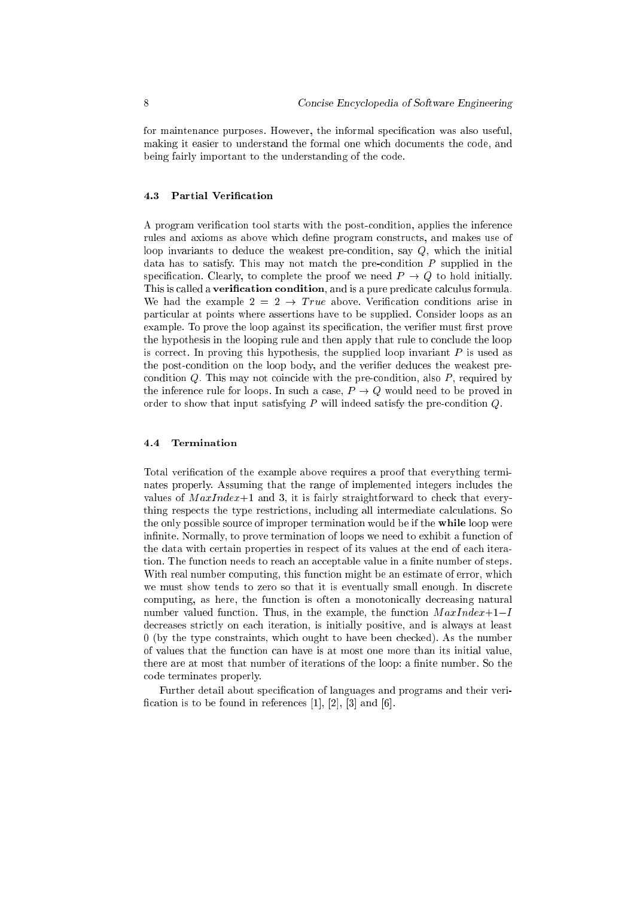for maintenance purposes. However, the informal specification was also useful, making it easier to understand the formal one which documents the code, and being fairly important to the understanding of the code.

### 4.3 Partial Verification

A program verification tool starts with the post-condition, applies the inference rules and axioms as above which define program constructs, and makes use of loop invariants to deduce the weakest pre-condition, say $Q$, which the initial data has to satisfy. This may not match the pre-condition $P$ supplied in the specification. Clearly, to complete the proof we need $P \rightarrow Q$ to hold initially. This is called a **verification condition**, and is a pure predicate calculus formula. We had the example $2 = 2 \rightarrow True$ above. Verification conditions arise in particular at points where assertions have to be supplied. Consider loops as an example. To prove the loop against its specification, the verifier must first prove the hypothesis in the looping rule and then apply that rule to conclude the loop is correct. In proving this hypothesis, the supplied loop invariant $P$ is used as the post-condition on the loop body, and the verifier deduces the weakest pre-condition $Q$. This may not coincide with the pre-condition, also $P$, required by the inference rule for loops. In such a case, $P \rightarrow Q$ would need to be proved in order to show that input satisfying $P$ will indeed satisfy the pre-condition $Q$.

### 4.4 Termination

Total verification of the example above requires a proof that everything terminates properly. Assuming that the range of implemented integers includes the values of $MaxIndex+1$ and 3, it is fairly straightforward to check that everything respects the type restrictions, including all intermediate calculations. So the only possible source of improper termination would be if the **while** loop were infinite. Normally, to prove termination of loops we need to exhibit a function of the data with certain properties in respect of its values at the end of each iteration. The function needs to reach an acceptable value in a finite number of steps. With real number computing, this function might be an estimate of error, which we must show tends to zero so that it is eventually small enough. In discrete computing, as here, the function is often a monotonically decreasing natural number valued function. Thus, in the example, the function $MaxIndex+1-I$ decreases strictly on each iteration, is initially positive, and is always at least 0 (by the type constraints, which ought to have been checked). As the number of values that the function can have is at most one more than its initial value, there are at most that number of iterations of the loop: a finite number. So the code terminates properly.

Further detail about specification of languages and programs and their verification is to be found in references [1], [2], [3] and [6].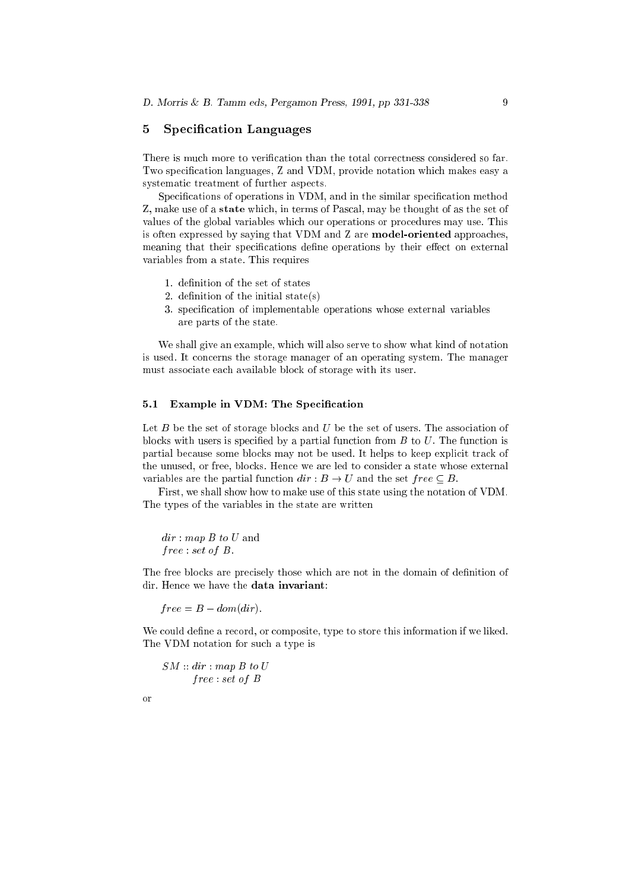## 5 Specification Languages

There is much more to verification than the total correctness considered so far. Two specification languages, Z and VDM, provide notation which makes easy a systematic treatment of further aspects.

Specifications of operations in VDM, and in the similar specification method Z, make use of a **state** which, in terms of Pascal, may be thought of as the set of values of the global variables which our operations or procedures may use. This is often expressed by saying that VDM and Z are **model-oriented** approaches, meaning that their specifications define operations by their effect on external variables from a state. This requires

1. definition of the set of states
2. definition of the initial state(s)
3. specification of implementable operations whose external variables are parts of the state.

We shall give an example, which will also serve to show what kind of notation is used. It concerns the storage manager of an operating system. The manager must associate each available block of storage with its user.

### 5.1 Example in VDM: The Specification

Let $B$ be the set of storage blocks and $U$ be the set of users. The association of blocks with users is specified by a partial function from $B$ to $U$. The function is partial because some blocks may not be used. It helps to keep explicit track of the unused, or free, blocks. Hence we are led to consider a state whose external variables are the partial function $dir : B \to U$ and the set $free \subseteq B$.

First, we shall show how to make use of this state using the notation of VDM. The types of the variables in the state are written

$dir : map\ B\ to\ U$ and
$free : set\ of\ B$.

The free blocks are precisely those which are not in the domain of definition of dir. Hence we have the **data invariant**:

$free = B - dom(dir)$.

We could define a record, or composite, type to store this information if we liked. The VDM notation for such a type is

$$\begin{aligned} SM :: dir &: map\ B\ to\ U \\ free &: set\ of\ B \end{aligned}$$

or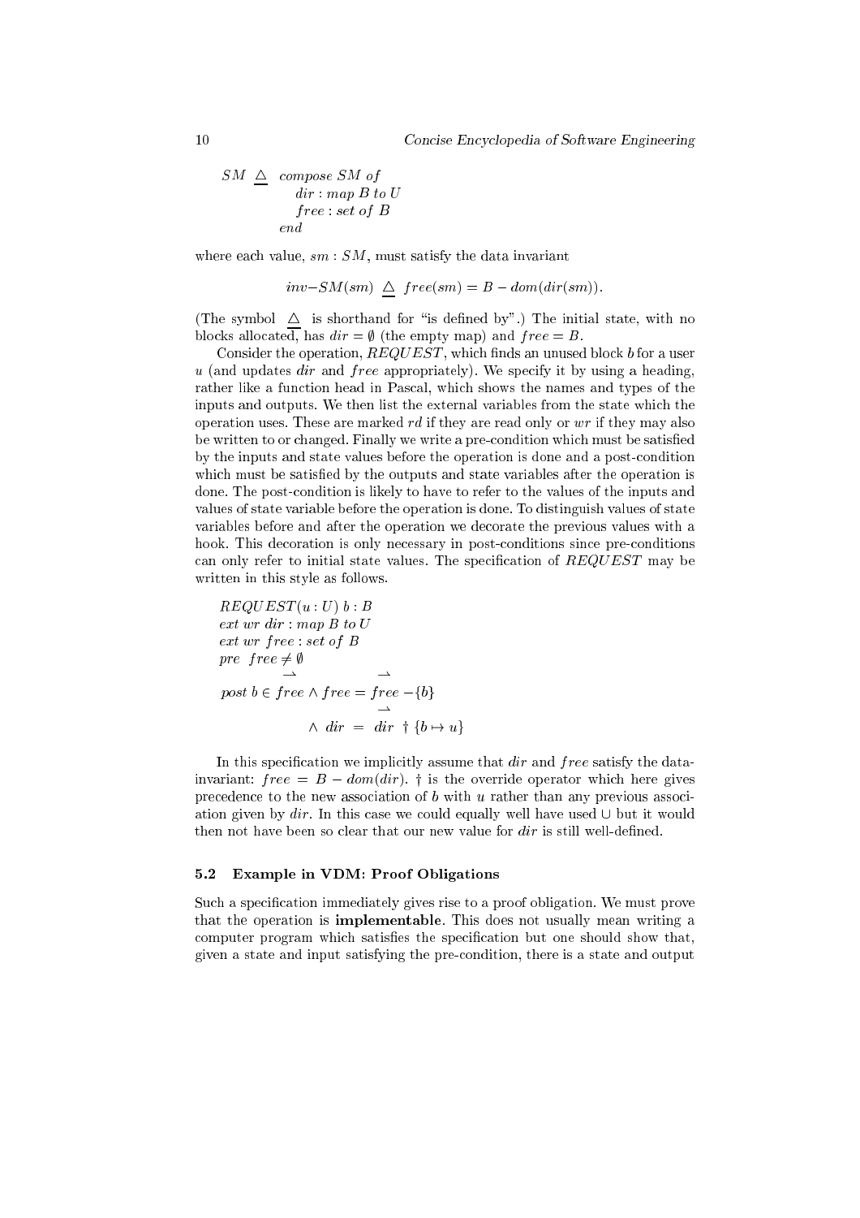$$
\begin{aligned}
SM \;\underline{\triangle}\;\; & \textit{compose } SM \textit{ of} \\
& \quad dir : \textit{map } B \textit{ to } U \\
& \quad free : \textit{set of } B \\
& \textit{end}
\end{aligned}
$$

where each value, $sm : SM$, must satisfy the data invariant

$$inv\text{-}SM(sm) \;\underline{\triangle}\; free(sm) = B - dom(dir(sm)).$$

(The symbol $\underline{\triangle}$ is shorthand for "is defined by".) The initial state, with no blocks allocated, has $dir = \emptyset$ (the empty map) and $free = B$.

Consider the operation, $REQUEST$, which finds an unused block $b$ for a user $u$ (and updates $dir$ and $free$ appropriately). We specify it by using a heading, rather like a function head in Pascal, which shows the names and types of the inputs and outputs. We then list the external variables from the state which the operation uses. These are marked $rd$ if they are read only or $wr$ if they may also be written to or changed. Finally we write a pre-condition which must be satisfied by the inputs and state values before the operation is done and a post-condition which must be satisfied by the outputs and state variables after the operation is done. The post-condition is likely to have to refer to the values of the inputs and values of state variable before the operation is done. To distinguish values of state variables before and after the operation we decorate the previous values with a hook. This decoration is only necessary in post-conditions since pre-conditions can only refer to initial state values. The specification of $REQUEST$ may be written in this style as follows.

$$
\begin{aligned}
& REQUEST(u : U)\; b : B \\
& \textit{ext wr } dir : \textit{map } B \textit{ to } U \\
& \textit{ext wr } free : \textit{set of } B \\
& \textit{pre } \; free \neq \emptyset \\
& \textit{post } b \in \overleftharpoondown{free} \wedge free = \overleftharpoondown{free} - \{b\} \\
& \qquad\qquad \wedge \; dir \; = \; \overleftharpoondown{dir} \;\dagger\; \{b \mapsto u\}
\end{aligned}
$$

In this specification we implicitly assume that $dir$ and $free$ satisfy the data-invariant: $free = B - dom(dir)$. $\dagger$ is the override operator which here gives precedence to the new association of $b$ with $u$ rather than any previous association given by $dir$. In this case we could equally well have used $\cup$ but it would then not have been so clear that our new value for $dir$ is still well-defined.

### 5.2 Example in VDM: Proof Obligations

Such a specification immediately gives rise to a proof obligation. We must prove that the operation is **implementable**. This does not usually mean writing a computer program which satisfies the specification but one should show that, given a state and input satisfying the pre-condition, there is a state and output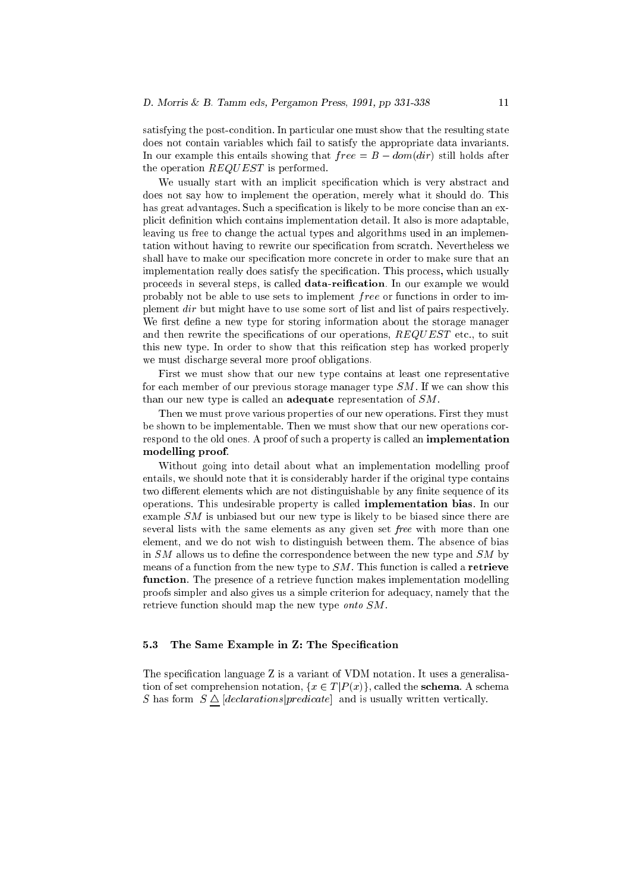satisfying the post-condition. In particular one must show that the resulting state does not contain variables which fail to satisfy the appropriate data invariants. In our example this entails showing that $free = B - dom(dir)$ still holds after the operation $REQUEST$ is performed.

We usually start with an implicit specification which is very abstract and does not say how to implement the operation, merely what it should do. This has great advantages. Such a specification is likely to be more concise than an explicit definition which contains implementation detail. It also is more adaptable, leaving us free to change the actual types and algorithms used in an implementation without having to rewrite our specification from scratch. Nevertheless we shall have to make our specification more concrete in order to make sure that an implementation really does satisfy the specification. This process, which usually proceeds in several steps, is called **data-reification**. In our example we would probably not be able to use sets to implement $free$ or functions in order to implement $dir$ but might have to use some sort of list and list of pairs respectively. We first define a new type for storing information about the storage manager and then rewrite the specifications of our operations, $REQUEST$ etc., to suit this new type. In order to show that this reification step has worked properly we must discharge several more proof obligations.

First we must show that our new type contains at least one representative for each member of our previous storage manager type $SM$. If we can show this than our new type is called an **adequate** representation of $SM$.

Then we must prove various properties of our new operations. First they must be shown to be implementable. Then we must show that our new operations correspond to the old ones. A proof of such a property is called an **implementation modelling proof**.

Without going into detail about what an implementation modelling proof entails, we should note that it is considerably harder if the original type contains two different elements which are not distinguishable by any finite sequence of its operations. This undesirable property is called **implementation bias**. In our example $SM$ is unbiased but our new type is likely to be biased since there are several lists with the same elements as any given set *free* with more than one element, and we do not wish to distinguish between them. The absence of bias in $SM$ allows us to define the correspondence between the new type and $SM$ by means of a function from the new type to $SM$. This function is called a **retrieve function**. The presence of a retrieve function makes implementation modelling proofs simpler and also gives us a simple criterion for adequacy, namely that the retrieve function should map the new type *onto* $SM$.

### 5.3 The Same Example in Z: The Specification

The specification language Z is a variant of VDM notation. It uses a generalisation of set comprehension notation, $\{x \in T | P(x)\}$, called the **schema**. A schema $S$ has form $S \underline{\triangle} [declarations|predicate]$ and is usually written vertically.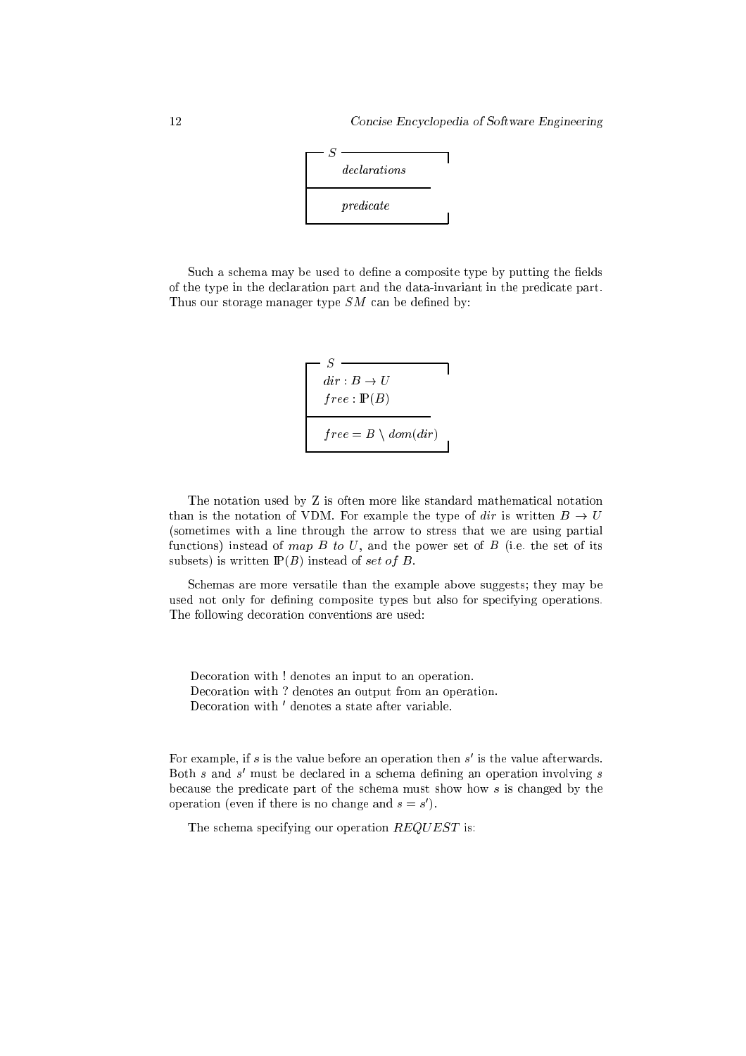```
┌─ S ──────────────
│ declarations
├──────────────
│ predicate
└──────────────
```

Such a schema may be used to define a composite type by putting the fields of the type in the declaration part and the data-invariant in the predicate part. Thus our storage manager type $SM$ can be defined by:

```
┌─ S ──────────────
│ dir : B → U
│ free : ℙ(B)
├──────────────
│ free = B \ dom(dir)
└──────────────
```

The notation used by Z is often more like standard mathematical notation than is the notation of VDM. For example the type of $dir$ is written $B \rightarrow U$ (sometimes with a line through the arrow to stress that we are using partial functions) instead of *map B to U*, and the power set of $B$ (i.e. the set of its subsets) is written $\mathbb{P}(B)$ instead of *set of B*.

Schemas are more versatile than the example above suggests; they may be used not only for defining composite types but also for specifying operations. The following decoration conventions are used:

Decoration with ! denotes an input to an operation.
Decoration with ? denotes an output from an operation.
Decoration with $'$ denotes a state after variable.

For example, if $s$ is the value before an operation then $s'$ is the value afterwards. Both $s$ and $s'$ must be declared in a schema defining an operation involving $s$ because the predicate part of the schema must show how $s$ is changed by the operation (even if there is no change and $s = s'$).

The schema specifying our operation $REQUEST$ is: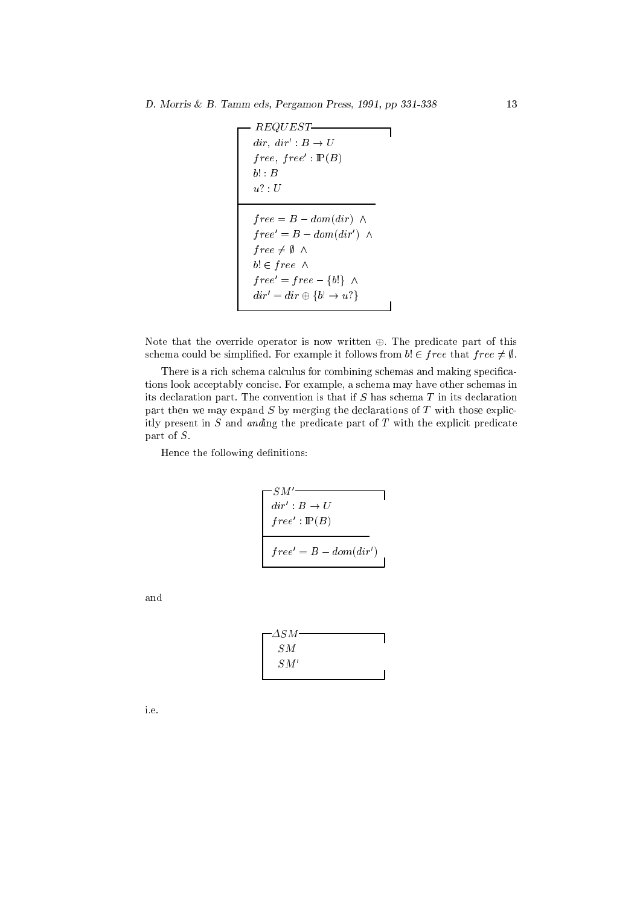**REQUEST**

$$
\begin{array}{l}
dir,\ dir' : B \rightarrow U \\
free,\ free' : \mathbb{P}(B) \\
b! : B \\
u? : U \\
\hline
free = B - dom(dir)\ \wedge \\
free' = B - dom(dir')\ \wedge \\
free \neq \emptyset\ \wedge \\
b! \in free\ \wedge \\
free' = free - \{b!\}\ \wedge \\
dir' = dir \oplus \{b! \rightarrow u?\}
\end{array}
$$

Note that the override operator is now written $\oplus$. The predicate part of this schema could be simplified. For example it follows from $b! \in free$ that $free \neq \emptyset$.

There is a rich schema calculus for combining schemas and making specifications look acceptably concise. For example, a schema may have other schemas in its declaration part. The convention is that if $S$ has schema $T$ in its declaration part then we may expand $S$ by merging the declarations of $T$ with those explicitly present in $S$ and *and*ing the predicate part of $T$ with the explicit predicate part of $S$.

Hence the following definitions:

**$SM'$**

$$
\begin{array}{l}
dir' : B \rightarrow U \\
free' : \mathbb{P}(B) \\
\hline
free' = B - dom(dir')
\end{array}
$$

and

**$\Delta SM$**

$$
\begin{array}{l}
SM \\
SM'
\end{array}
$$

i.e.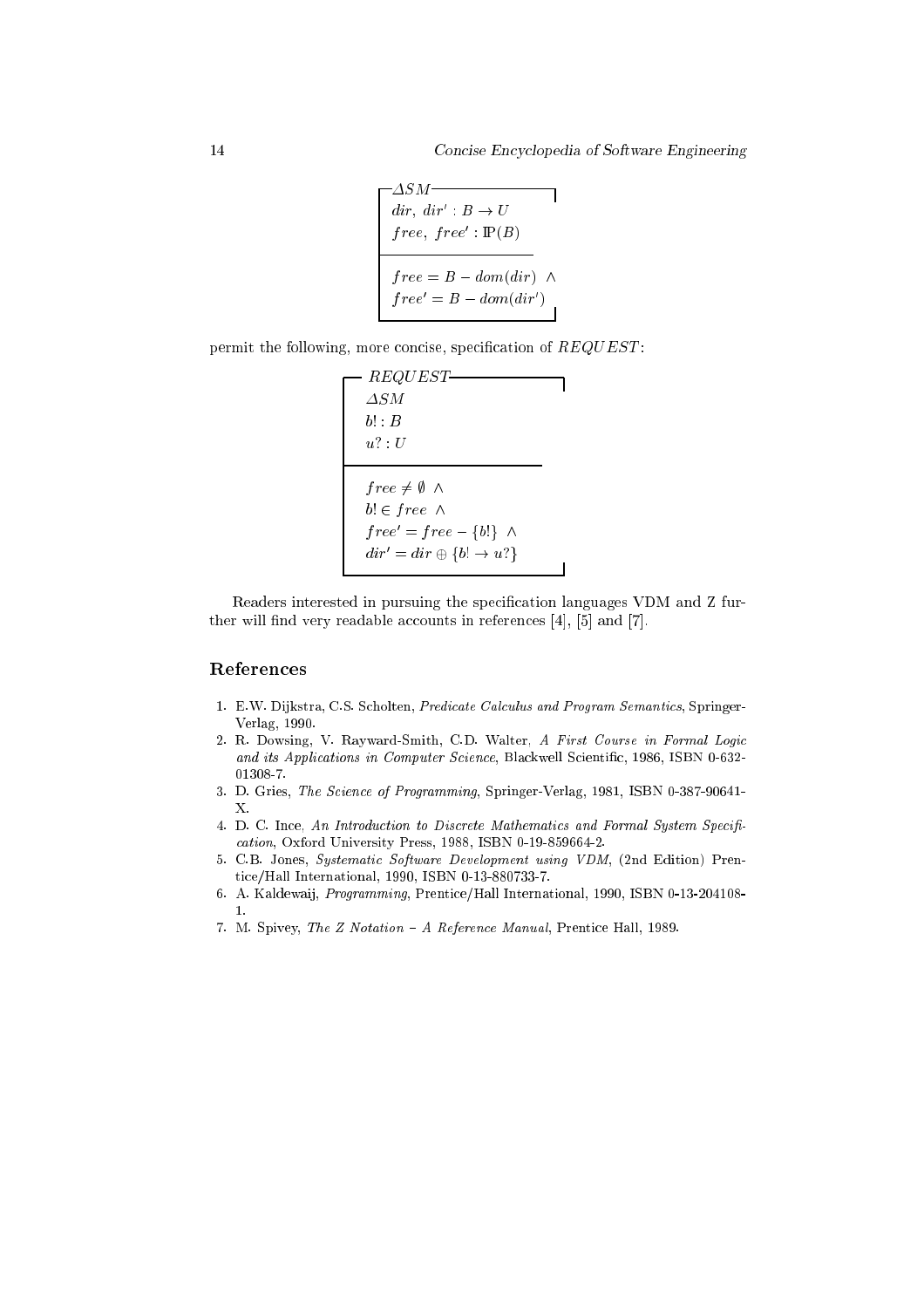$$
\begin{array}{|l}
\hline
\Delta SM \\
dir,\ dir' : B \rightarrow U \\
free,\ free' : \mathbb{P}(B) \\
\hline
free = B - dom(dir)\ \wedge \\
free' = B - dom(dir') \\
\hline
\end{array}
$$

permit the following, more concise, specification of $REQUEST$:

$$
\begin{array}{|l}
\hline
REQUEST \\
\Delta SM \\
b! : B \\
u? : U \\
\hline
free \neq \emptyset\ \wedge \\
b! \in free\ \wedge \\
free' = free - \{b!\}\ \wedge \\
dir' = dir \oplus \{b! \rightarrow u?\} \\
\hline
\end{array}
$$

Readers interested in pursuing the specification languages VDM and Z further will find very readable accounts in references [4], [5] and [7].

## References

1. E.W. Dijkstra, C.S. Scholten, *Predicate Calculus and Program Semantics*, Springer-Verlag, 1990.
2. R. Dowsing, V. Rayward-Smith, C.D. Walter, *A First Course in Formal Logic and its Applications in Computer Science*, Blackwell Scientific, 1986, ISBN 0-632-01308-7.
3. D. Gries, *The Science of Programming*, Springer-Verlag, 1981, ISBN 0-387-90641-X.
4. D. C. Ince, *An Introduction to Discrete Mathematics and Formal System Specification*, Oxford University Press, 1988, ISBN 0-19-859664-2.
5. C.B. Jones, *Systematic Software Development using VDM*, (2nd Edition) Prentice/Hall International, 1990, ISBN 0-13-880733-7.
6. A. Kaldewaij, *Programming*, Prentice/Hall International, 1990, ISBN 0-13-204108-1.
7. M. Spivey, *The Z Notation – A Reference Manual*, Prentice Hall, 1989.